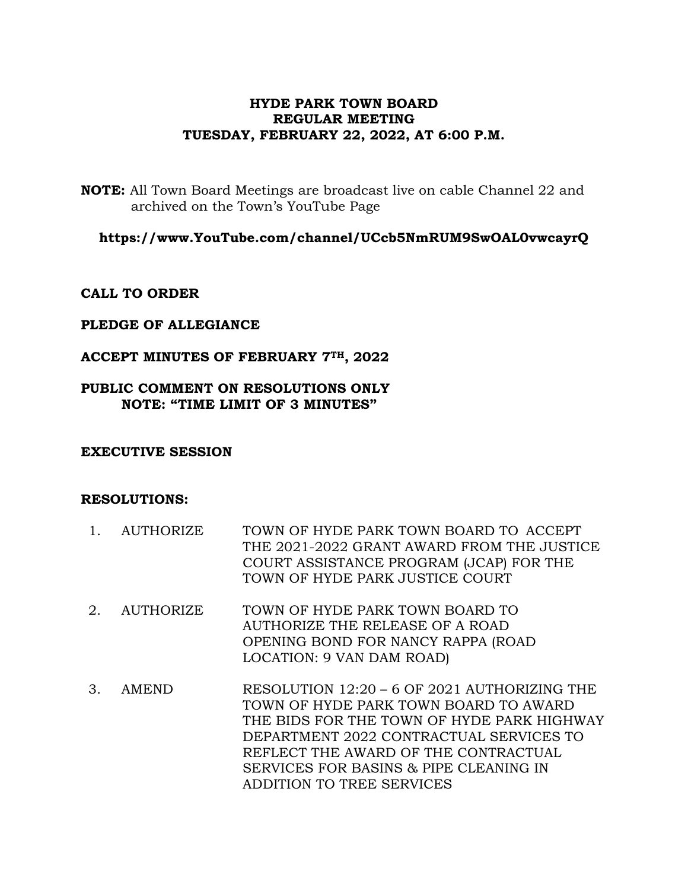# HYDE PARK TOWN BOARD
## REGULAR MEETING
## TUESDAY, FEBRUARY 22, 2022, AT 6:00 P.M.

**NOTE:** All Town Board Meetings are broadcast live on cable Channel 22 and archived on the Town's YouTube Page

**https://www.YouTube.com/channel/UCcb5NmRUM9SwOAL0vwcayrQ**

**CALL TO ORDER**

**PLEDGE OF ALLEGIANCE**

**ACCEPT MINUTES OF FEBRUARY 7TH, 2022**

**PUBLIC COMMENT ON RESOLUTIONS ONLY**
**NOTE: "TIME LIMIT OF 3 MINUTES"**

**EXECUTIVE SESSION**

**RESOLUTIONS:**

1. AUTHORIZE — TOWN OF HYDE PARK TOWN BOARD TO ACCEPT THE 2021-2022 GRANT AWARD FROM THE JUSTICE COURT ASSISTANCE PROGRAM (JCAP) FOR THE TOWN OF HYDE PARK JUSTICE COURT

2. AUTHORIZE — TOWN OF HYDE PARK TOWN BOARD TO AUTHORIZE THE RELEASE OF A ROAD OPENING BOND FOR NANCY RAPPA (ROAD LOCATION: 9 VAN DAM ROAD)

3. AMEND — RESOLUTION 12:20 – 6 OF 2021 AUTHORIZING THE TOWN OF HYDE PARK TOWN BOARD TO AWARD THE BIDS FOR THE TOWN OF HYDE PARK HIGHWAY DEPARTMENT 2022 CONTRACTUAL SERVICES TO REFLECT THE AWARD OF THE CONTRACTUAL SERVICES FOR BASINS & PIPE CLEANING IN ADDITION TO TREE SERVICES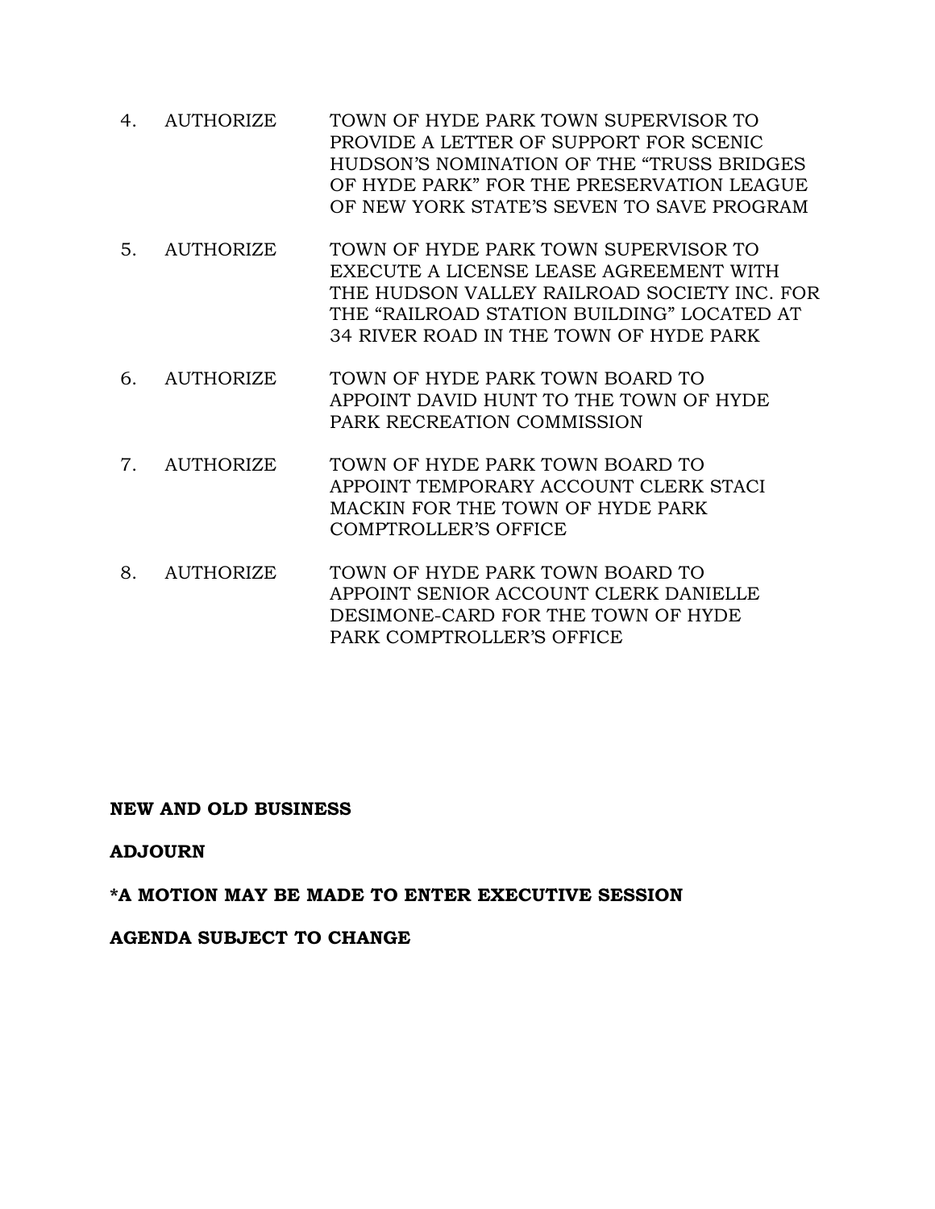4. AUTHORIZE TOWN OF HYDE PARK TOWN SUPERVISOR TO PROVIDE A LETTER OF SUPPORT FOR SCENIC HUDSON'S NOMINATION OF THE "TRUSS BRIDGES OF HYDE PARK" FOR THE PRESERVATION LEAGUE OF NEW YORK STATE'S SEVEN TO SAVE PROGRAM

5. AUTHORIZE TOWN OF HYDE PARK TOWN SUPERVISOR TO EXECUTE A LICENSE LEASE AGREEMENT WITH THE HUDSON VALLEY RAILROAD SOCIETY INC. FOR THE "RAILROAD STATION BUILDING" LOCATED AT 34 RIVER ROAD IN THE TOWN OF HYDE PARK

6. AUTHORIZE TOWN OF HYDE PARK TOWN BOARD TO APPOINT DAVID HUNT TO THE TOWN OF HYDE PARK RECREATION COMMISSION

7. AUTHORIZE TOWN OF HYDE PARK TOWN BOARD TO APPOINT TEMPORARY ACCOUNT CLERK STACI MACKIN FOR THE TOWN OF HYDE PARK COMPTROLLER'S OFFICE

8. AUTHORIZE TOWN OF HYDE PARK TOWN BOARD TO APPOINT SENIOR ACCOUNT CLERK DANIELLE DESIMONE-CARD FOR THE TOWN OF HYDE PARK COMPTROLLER'S OFFICE

**NEW AND OLD BUSINESS**

**ADJOURN**

**\*A MOTION MAY BE MADE TO ENTER EXECUTIVE SESSION**

**AGENDA SUBJECT TO CHANGE**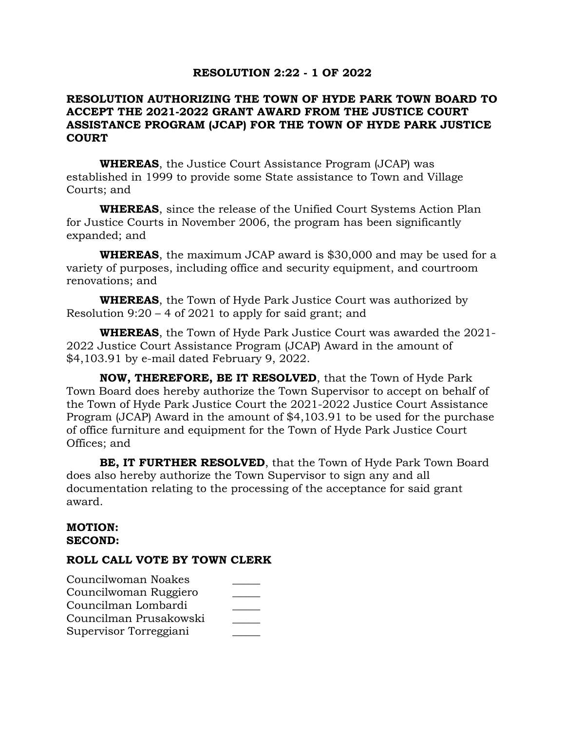**RESOLUTION 2:22 - 1 OF 2022**

**RESOLUTION AUTHORIZING THE TOWN OF HYDE PARK TOWN BOARD TO ACCEPT THE 2021-2022 GRANT AWARD FROM THE JUSTICE COURT ASSISTANCE PROGRAM (JCAP) FOR THE TOWN OF HYDE PARK JUSTICE COURT**

**WHEREAS**, the Justice Court Assistance Program (JCAP) was established in 1999 to provide some State assistance to Town and Village Courts; and

**WHEREAS**, since the release of the Unified Court Systems Action Plan for Justice Courts in November 2006, the program has been significantly expanded; and

**WHEREAS**, the maximum JCAP award is $30,000 and may be used for a variety of purposes, including office and security equipment, and courtroom renovations; and

**WHEREAS**, the Town of Hyde Park Justice Court was authorized by Resolution 9:20 – 4 of 2021 to apply for said grant; and

**WHEREAS**, the Town of Hyde Park Justice Court was awarded the 2021-2022 Justice Court Assistance Program (JCAP) Award in the amount of $4,103.91 by e-mail dated February 9, 2022.

**NOW, THEREFORE, BE IT RESOLVED**, that the Town of Hyde Park Town Board does hereby authorize the Town Supervisor to accept on behalf of the Town of Hyde Park Justice Court the 2021-2022 Justice Court Assistance Program (JCAP) Award in the amount of $4,103.91 to be used for the purchase of office furniture and equipment for the Town of Hyde Park Justice Court Offices; and

**BE, IT FURTHER RESOLVED**, that the Town of Hyde Park Town Board does also hereby authorize the Town Supervisor to sign any and all documentation relating to the processing of the acceptance for said grant award.

**MOTION:**
**SECOND:**

**ROLL CALL VOTE BY TOWN CLERK**

Councilwoman Noakes _____
Councilwoman Ruggiero _____
Councilman Lombardi _____
Councilman Prusakowski _____
Supervisor Torreggiani _____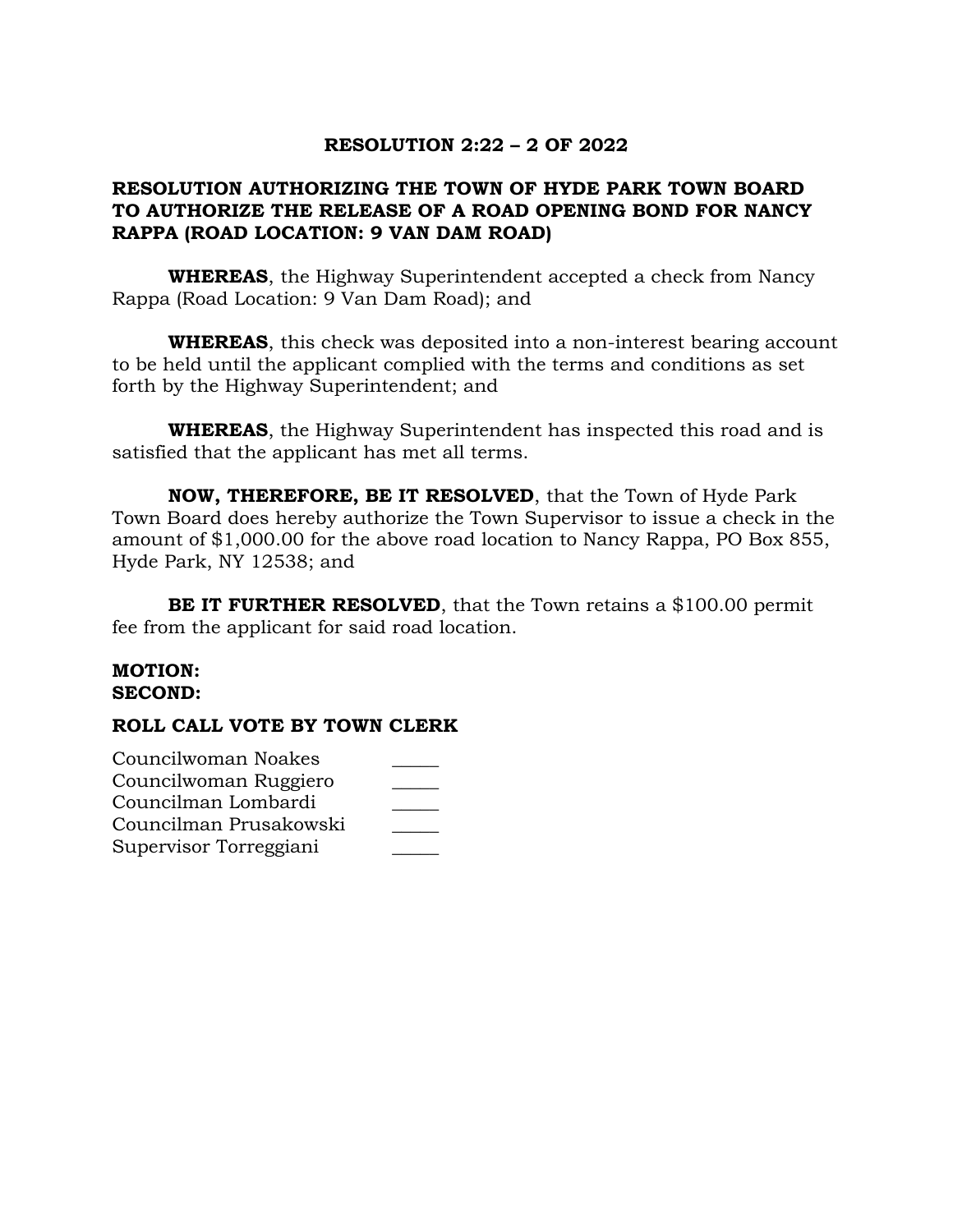## RESOLUTION 2:22 – 2 OF 2022

## RESOLUTION AUTHORIZING THE TOWN OF HYDE PARK TOWN BOARD TO AUTHORIZE THE RELEASE OF A ROAD OPENING BOND FOR NANCY RAPPA (ROAD LOCATION: 9 VAN DAM ROAD)

**WHEREAS**, the Highway Superintendent accepted a check from Nancy Rappa (Road Location: 9 Van Dam Road); and

**WHEREAS**, this check was deposited into a non-interest bearing account to be held until the applicant complied with the terms and conditions as set forth by the Highway Superintendent; and

**WHEREAS**, the Highway Superintendent has inspected this road and is satisfied that the applicant has met all terms.

**NOW, THEREFORE, BE IT RESOLVED**, that the Town of Hyde Park Town Board does hereby authorize the Town Supervisor to issue a check in the amount of $1,000.00 for the above road location to Nancy Rappa, PO Box 855, Hyde Park, NY 12538; and

**BE IT FURTHER RESOLVED**, that the Town retains a $100.00 permit fee from the applicant for said road location.

**MOTION:**
**SECOND:**

**ROLL CALL VOTE BY TOWN CLERK**

| | |
|---|---|
| Councilwoman Noakes | _____ |
| Councilwoman Ruggiero | _____ |
| Councilman Lombardi | _____ |
| Councilman Prusakowski | _____ |
| Supervisor Torreggiani | _____ |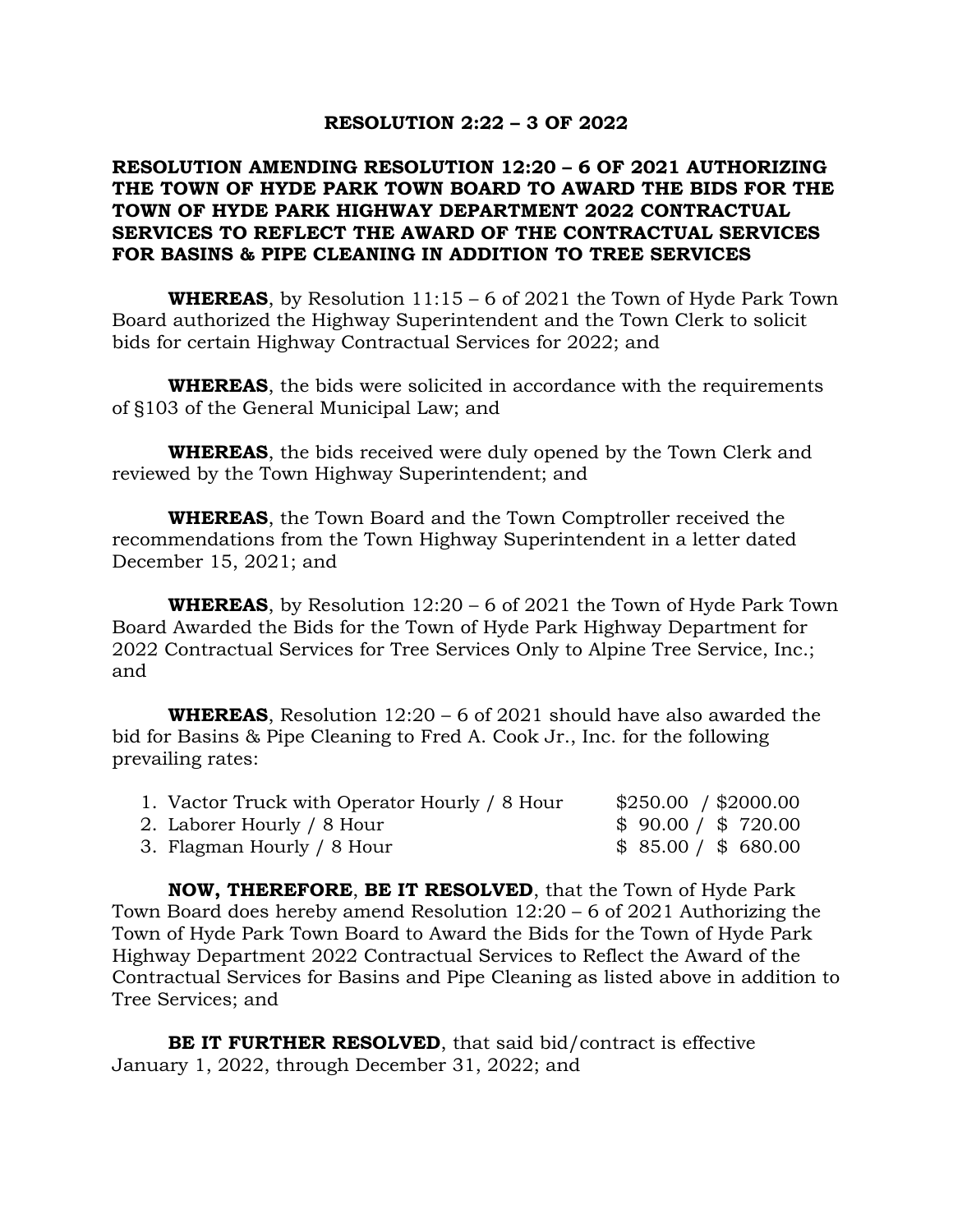## RESOLUTION 2:22 – 3 OF 2022

## RESOLUTION AMENDING RESOLUTION 12:20 – 6 OF 2021 AUTHORIZING THE TOWN OF HYDE PARK TOWN BOARD TO AWARD THE BIDS FOR THE TOWN OF HYDE PARK HIGHWAY DEPARTMENT 2022 CONTRACTUAL SERVICES TO REFLECT THE AWARD OF THE CONTRACTUAL SERVICES FOR BASINS & PIPE CLEANING IN ADDITION TO TREE SERVICES

**WHEREAS**, by Resolution 11:15 – 6 of 2021 the Town of Hyde Park Town Board authorized the Highway Superintendent and the Town Clerk to solicit bids for certain Highway Contractual Services for 2022; and

**WHEREAS**, the bids were solicited in accordance with the requirements of §103 of the General Municipal Law; and

**WHEREAS**, the bids received were duly opened by the Town Clerk and reviewed by the Town Highway Superintendent; and

**WHEREAS**, the Town Board and the Town Comptroller received the recommendations from the Town Highway Superintendent in a letter dated December 15, 2021; and

**WHEREAS**, by Resolution 12:20 – 6 of 2021 the Town of Hyde Park Town Board Awarded the Bids for the Town of Hyde Park Highway Department for 2022 Contractual Services for Tree Services Only to Alpine Tree Service, Inc.; and

**WHEREAS**, Resolution 12:20 – 6 of 2021 should have also awarded the bid for Basins & Pipe Cleaning to Fred A. Cook Jr., Inc. for the following prevailing rates:

| | |
|---|---|
| 1. Vactor Truck with Operator Hourly / 8 Hour | $250.00 / $2000.00 |
| 2. Laborer Hourly / 8 Hour | $ 90.00 / $ 720.00 |
| 3. Flagman Hourly / 8 Hour | $ 85.00 / $ 680.00 |

**NOW, THEREFORE**, **BE IT RESOLVED**, that the Town of Hyde Park Town Board does hereby amend Resolution 12:20 – 6 of 2021 Authorizing the Town of Hyde Park Town Board to Award the Bids for the Town of Hyde Park Highway Department 2022 Contractual Services to Reflect the Award of the Contractual Services for Basins and Pipe Cleaning as listed above in addition to Tree Services; and

**BE IT FURTHER RESOLVED**, that said bid/contract is effective January 1, 2022, through December 31, 2022; and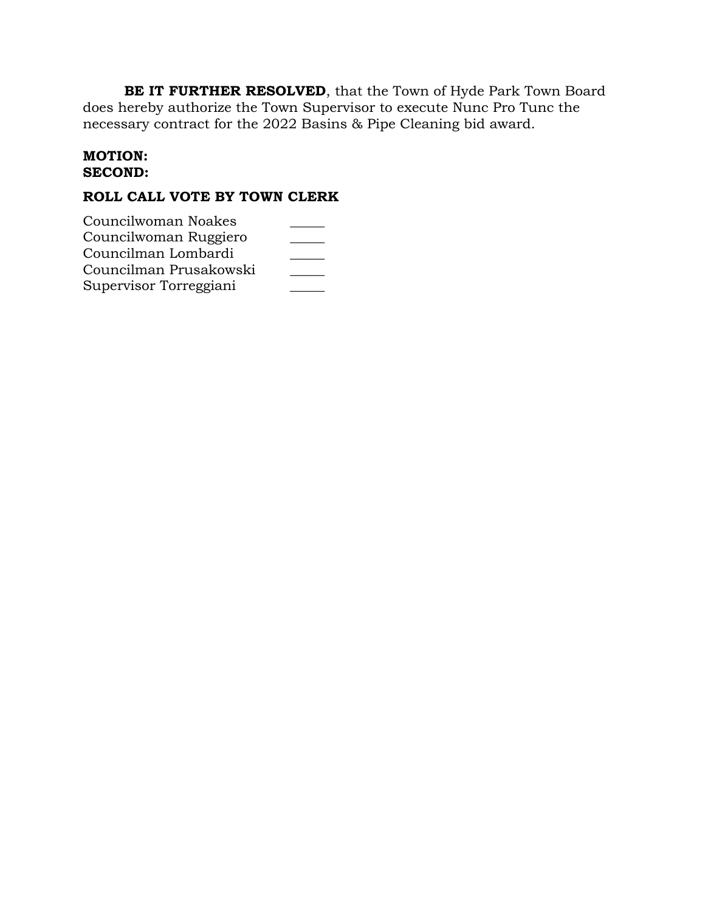**BE IT FURTHER RESOLVED**, that the Town of Hyde Park Town Board does hereby authorize the Town Supervisor to execute Nunc Pro Tunc the necessary contract for the 2022 Basins & Pipe Cleaning bid award.

**MOTION:**
**SECOND:**

**ROLL CALL VOTE BY TOWN CLERK**

Councilwoman Noakes _____
Councilwoman Ruggiero _____
Councilman Lombardi _____
Councilman Prusakowski _____
Supervisor Torreggiani _____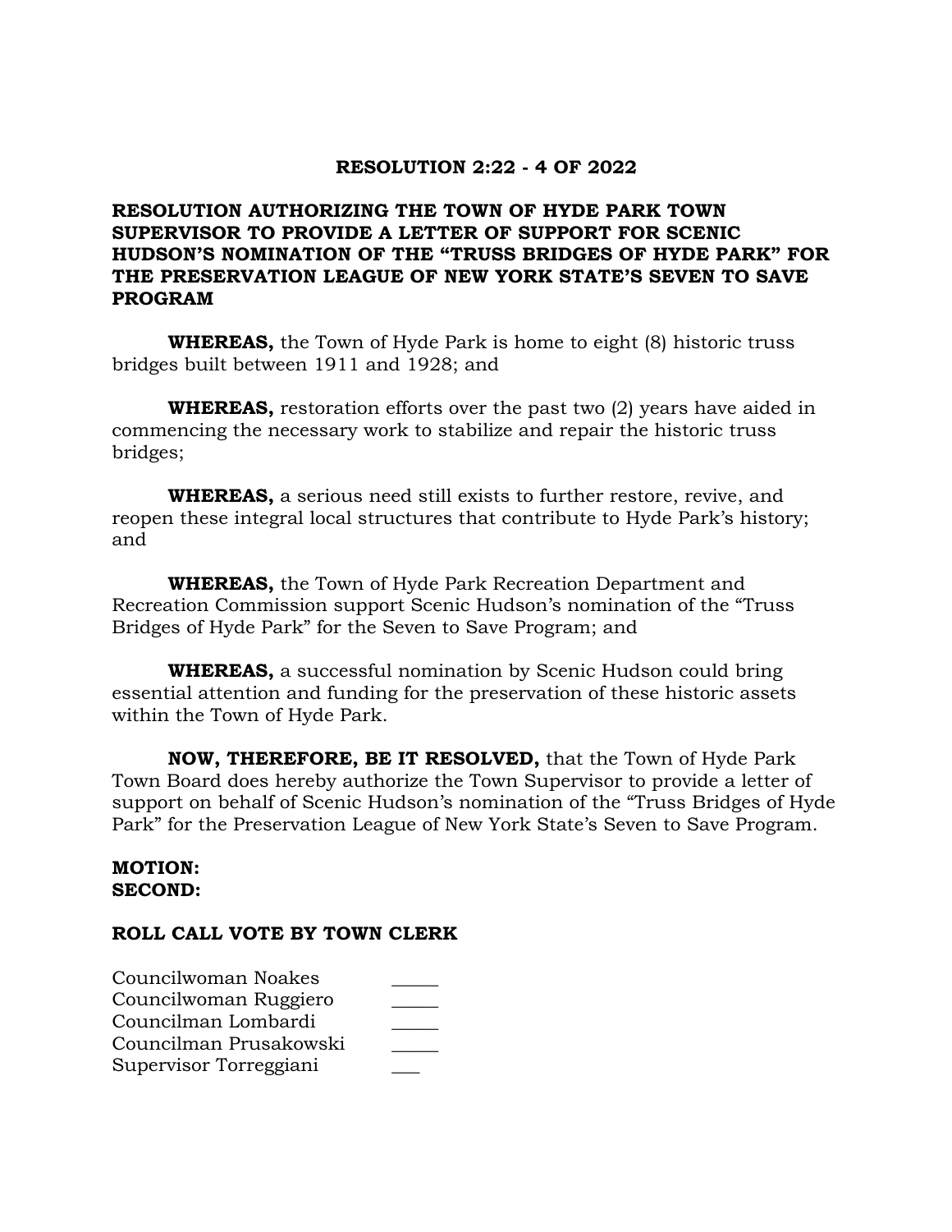**RESOLUTION 2:22 - 4 OF 2022**

**RESOLUTION AUTHORIZING THE TOWN OF HYDE PARK TOWN SUPERVISOR TO PROVIDE A LETTER OF SUPPORT FOR SCENIC HUDSON'S NOMINATION OF THE "TRUSS BRIDGES OF HYDE PARK" FOR THE PRESERVATION LEAGUE OF NEW YORK STATE'S SEVEN TO SAVE PROGRAM**

**WHEREAS,** the Town of Hyde Park is home to eight (8) historic truss bridges built between 1911 and 1928; and

**WHEREAS,** restoration efforts over the past two (2) years have aided in commencing the necessary work to stabilize and repair the historic truss bridges;

**WHEREAS,** a serious need still exists to further restore, revive, and reopen these integral local structures that contribute to Hyde Park's history; and

**WHEREAS,** the Town of Hyde Park Recreation Department and Recreation Commission support Scenic Hudson's nomination of the "Truss Bridges of Hyde Park" for the Seven to Save Program; and

**WHEREAS,** a successful nomination by Scenic Hudson could bring essential attention and funding for the preservation of these historic assets within the Town of Hyde Park.

**NOW, THEREFORE, BE IT RESOLVED,** that the Town of Hyde Park Town Board does hereby authorize the Town Supervisor to provide a letter of support on behalf of Scenic Hudson's nomination of the "Truss Bridges of Hyde Park" for the Preservation League of New York State's Seven to Save Program.

**MOTION:**
**SECOND:**

**ROLL CALL VOTE BY TOWN CLERK**

Councilwoman Noakes _____
Councilwoman Ruggiero _____
Councilman Lombardi _____
Councilman Prusakowski _____
Supervisor Torreggiani ___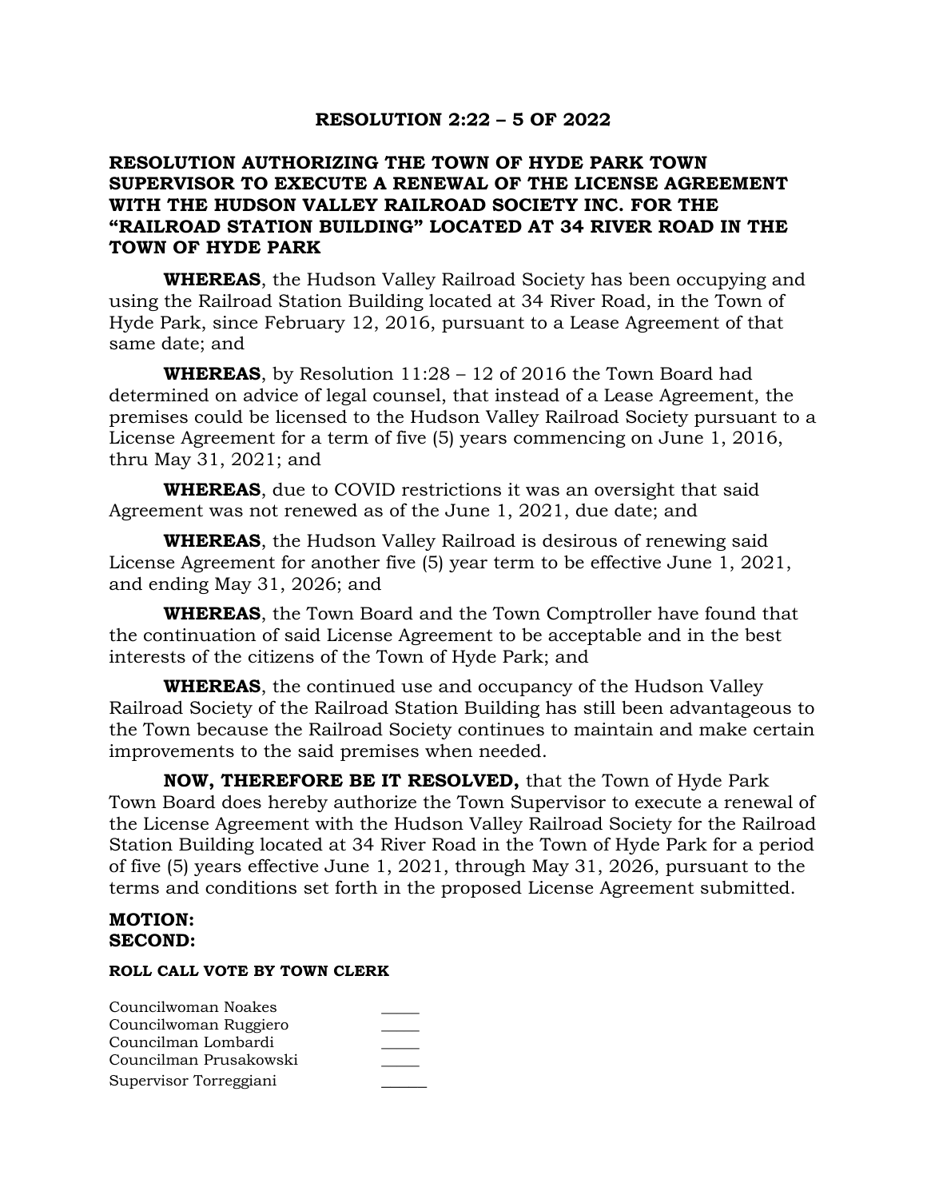# RESOLUTION 2:22 – 5 OF 2022

## RESOLUTION AUTHORIZING THE TOWN OF HYDE PARK TOWN SUPERVISOR TO EXECUTE A RENEWAL OF THE LICENSE AGREEMENT WITH THE HUDSON VALLEY RAILROAD SOCIETY INC. FOR THE "RAILROAD STATION BUILDING" LOCATED AT 34 RIVER ROAD IN THE TOWN OF HYDE PARK

**WHEREAS**, the Hudson Valley Railroad Society has been occupying and using the Railroad Station Building located at 34 River Road, in the Town of Hyde Park, since February 12, 2016, pursuant to a Lease Agreement of that same date; and

**WHEREAS**, by Resolution 11:28 – 12 of 2016 the Town Board had determined on advice of legal counsel, that instead of a Lease Agreement, the premises could be licensed to the Hudson Valley Railroad Society pursuant to a License Agreement for a term of five (5) years commencing on June 1, 2016, thru May 31, 2021; and

**WHEREAS**, due to COVID restrictions it was an oversight that said Agreement was not renewed as of the June 1, 2021, due date; and

**WHEREAS**, the Hudson Valley Railroad is desirous of renewing said License Agreement for another five (5) year term to be effective June 1, 2021, and ending May 31, 2026; and

**WHEREAS**, the Town Board and the Town Comptroller have found that the continuation of said License Agreement to be acceptable and in the best interests of the citizens of the Town of Hyde Park; and

**WHEREAS**, the continued use and occupancy of the Hudson Valley Railroad Society of the Railroad Station Building has still been advantageous to the Town because the Railroad Society continues to maintain and make certain improvements to the said premises when needed.

**NOW, THEREFORE BE IT RESOLVED,** that the Town of Hyde Park Town Board does hereby authorize the Town Supervisor to execute a renewal of the License Agreement with the Hudson Valley Railroad Society for the Railroad Station Building located at 34 River Road in the Town of Hyde Park for a period of five (5) years effective June 1, 2021, through May 31, 2026, pursuant to the terms and conditions set forth in the proposed License Agreement submitted.

**MOTION:**
**SECOND:**

**ROLL CALL VOTE BY TOWN CLERK**

| | |
|---|---|
| Councilwoman Noakes | _____ |
| Councilwoman Ruggiero | _____ |
| Councilman Lombardi | _____ |
| Councilman Prusakowski | _____ |
| Supervisor Torreggiani | ______ |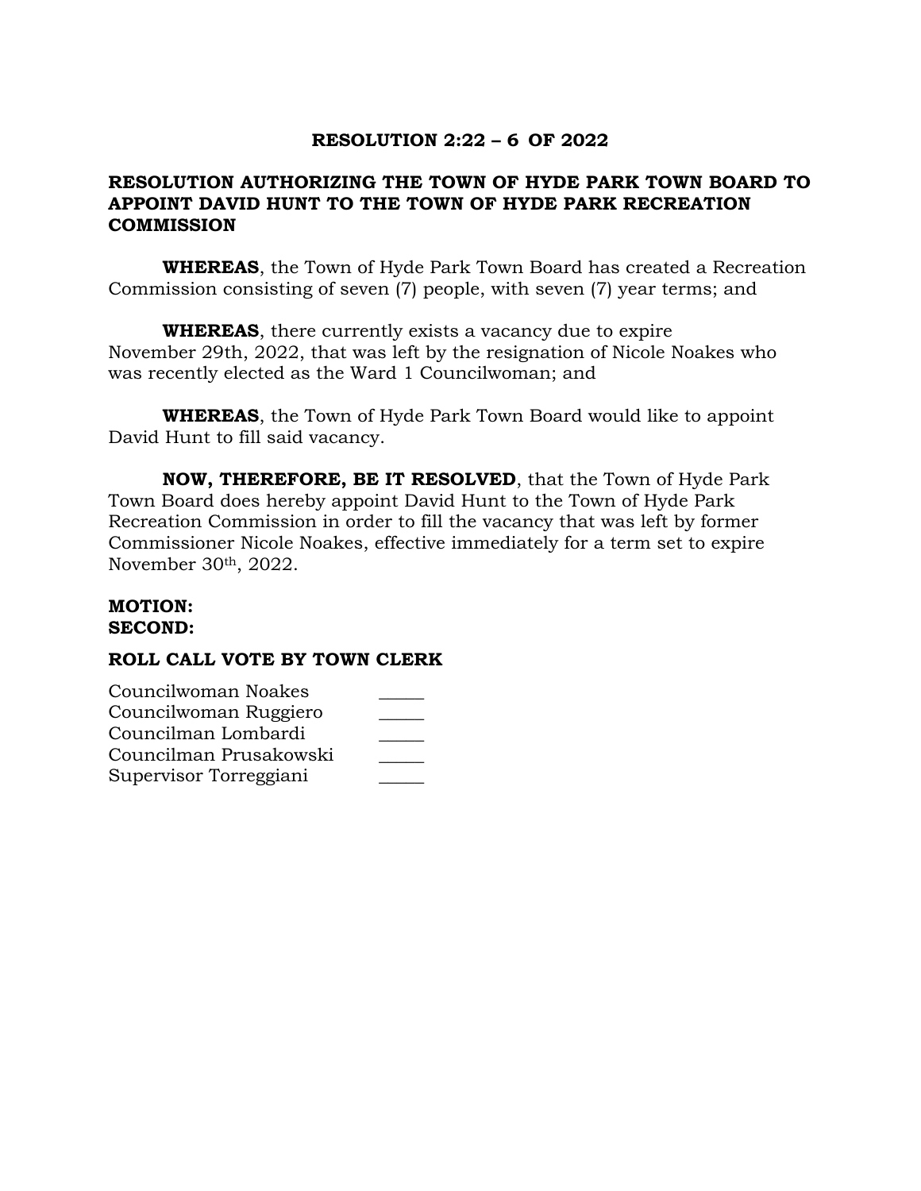**RESOLUTION 2:22 – 6 OF 2022**

**RESOLUTION AUTHORIZING THE TOWN OF HYDE PARK TOWN BOARD TO APPOINT DAVID HUNT TO THE TOWN OF HYDE PARK RECREATION COMMISSION**

**WHEREAS**, the Town of Hyde Park Town Board has created a Recreation Commission consisting of seven (7) people, with seven (7) year terms; and

**WHEREAS**, there currently exists a vacancy due to expire November 29th, 2022, that was left by the resignation of Nicole Noakes who was recently elected as the Ward 1 Councilwoman; and

**WHEREAS**, the Town of Hyde Park Town Board would like to appoint David Hunt to fill said vacancy.

**NOW, THEREFORE, BE IT RESOLVED**, that the Town of Hyde Park Town Board does hereby appoint David Hunt to the Town of Hyde Park Recreation Commission in order to fill the vacancy that was left by former Commissioner Nicole Noakes, effective immediately for a term set to expire November 30th, 2022.

**MOTION:**
**SECOND:**

**ROLL CALL VOTE BY TOWN CLERK**

Councilwoman Noakes _____
Councilwoman Ruggiero _____
Councilman Lombardi _____
Councilman Prusakowski _____
Supervisor Torreggiani _____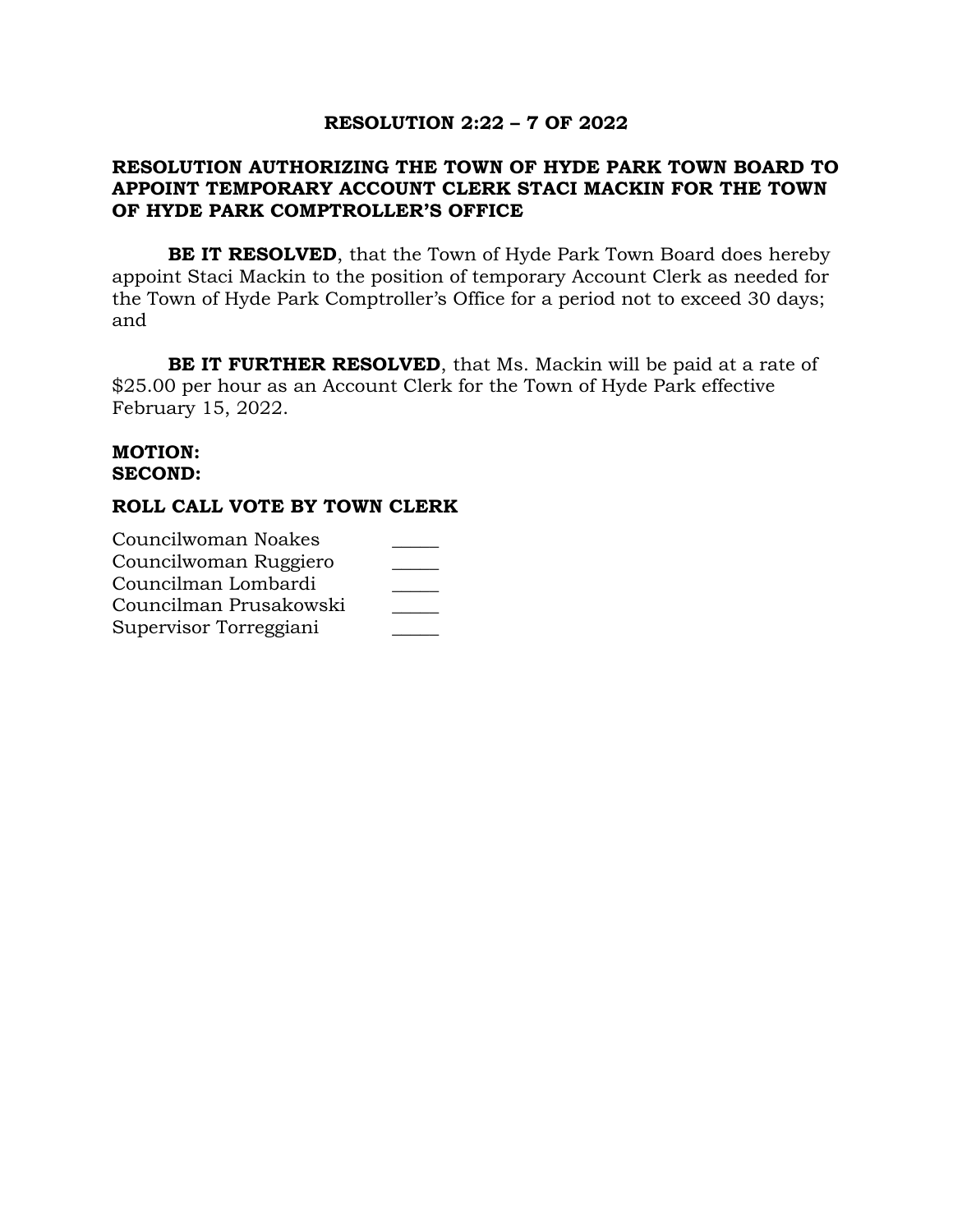**RESOLUTION 2:22 – 7 OF 2022**

**RESOLUTION AUTHORIZING THE TOWN OF HYDE PARK TOWN BOARD TO APPOINT TEMPORARY ACCOUNT CLERK STACI MACKIN FOR THE TOWN OF HYDE PARK COMPTROLLER'S OFFICE**

**BE IT RESOLVED**, that the Town of Hyde Park Town Board does hereby appoint Staci Mackin to the position of temporary Account Clerk as needed for the Town of Hyde Park Comptroller's Office for a period not to exceed 30 days; and

**BE IT FURTHER RESOLVED**, that Ms. Mackin will be paid at a rate of $25.00 per hour as an Account Clerk for the Town of Hyde Park effective February 15, 2022.

**MOTION:**
**SECOND:**

**ROLL CALL VOTE BY TOWN CLERK**

Councilwoman Noakes _____
Councilwoman Ruggiero _____
Councilman Lombardi _____
Councilman Prusakowski _____
Supervisor Torreggiani _____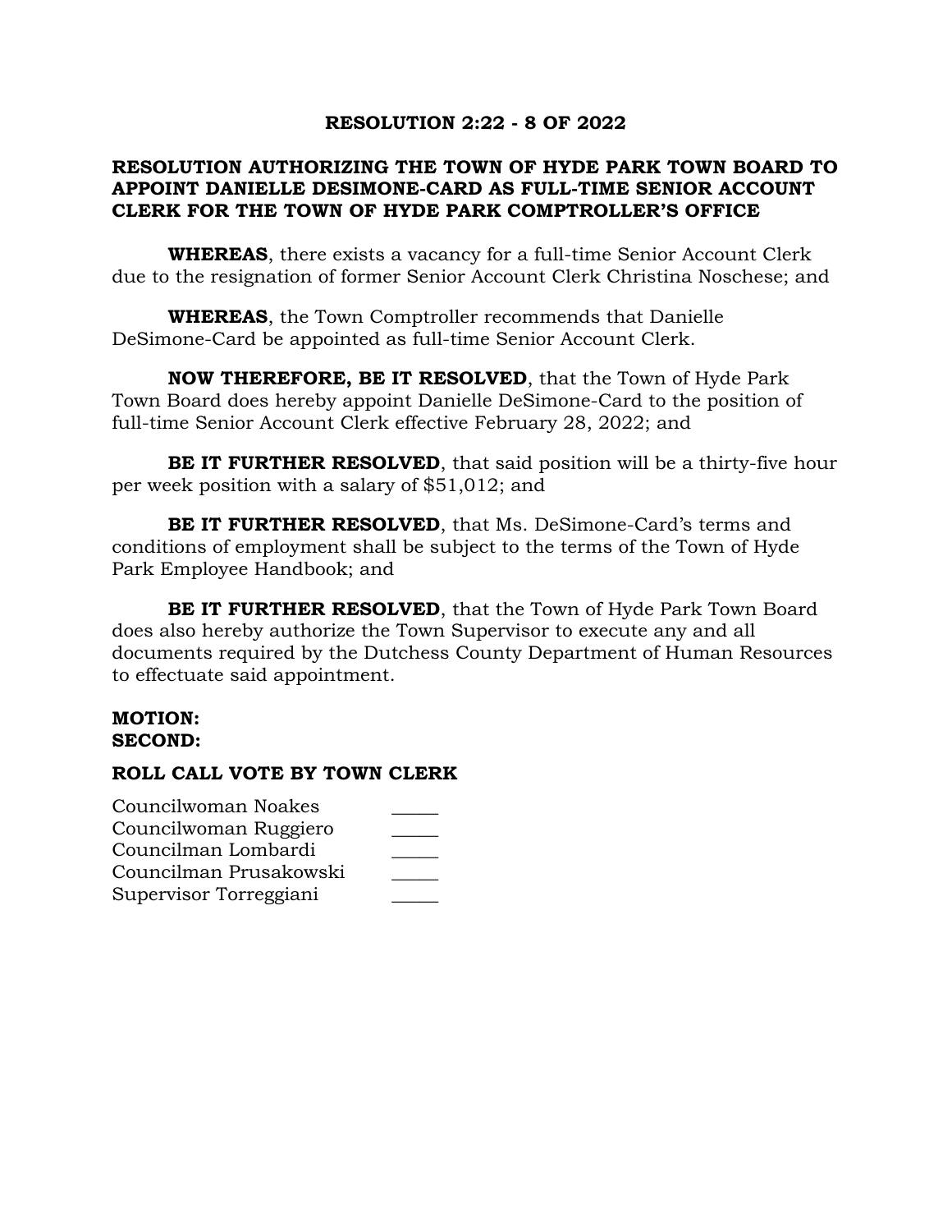**RESOLUTION 2:22 - 8 OF 2022**

**RESOLUTION AUTHORIZING THE TOWN OF HYDE PARK TOWN BOARD TO APPOINT DANIELLE DESIMONE-CARD AS FULL-TIME SENIOR ACCOUNT CLERK FOR THE TOWN OF HYDE PARK COMPTROLLER'S OFFICE**

**WHEREAS**, there exists a vacancy for a full-time Senior Account Clerk due to the resignation of former Senior Account Clerk Christina Noschese; and

**WHEREAS**, the Town Comptroller recommends that Danielle DeSimone-Card be appointed as full-time Senior Account Clerk.

**NOW THEREFORE, BE IT RESOLVED**, that the Town of Hyde Park Town Board does hereby appoint Danielle DeSimone-Card to the position of full-time Senior Account Clerk effective February 28, 2022; and

**BE IT FURTHER RESOLVED**, that said position will be a thirty-five hour per week position with a salary of $51,012; and

**BE IT FURTHER RESOLVED**, that Ms. DeSimone-Card's terms and conditions of employment shall be subject to the terms of the Town of Hyde Park Employee Handbook; and

**BE IT FURTHER RESOLVED**, that the Town of Hyde Park Town Board does also hereby authorize the Town Supervisor to execute any and all documents required by the Dutchess County Department of Human Resources to effectuate said appointment.

**MOTION:**
**SECOND:**

**ROLL CALL VOTE BY TOWN CLERK**

| | |
|---|---|
| Councilwoman Noakes | _____ |
| Councilwoman Ruggiero | _____ |
| Councilman Lombardi | _____ |
| Councilman Prusakowski | _____ |
| Supervisor Torreggiani | _____ |